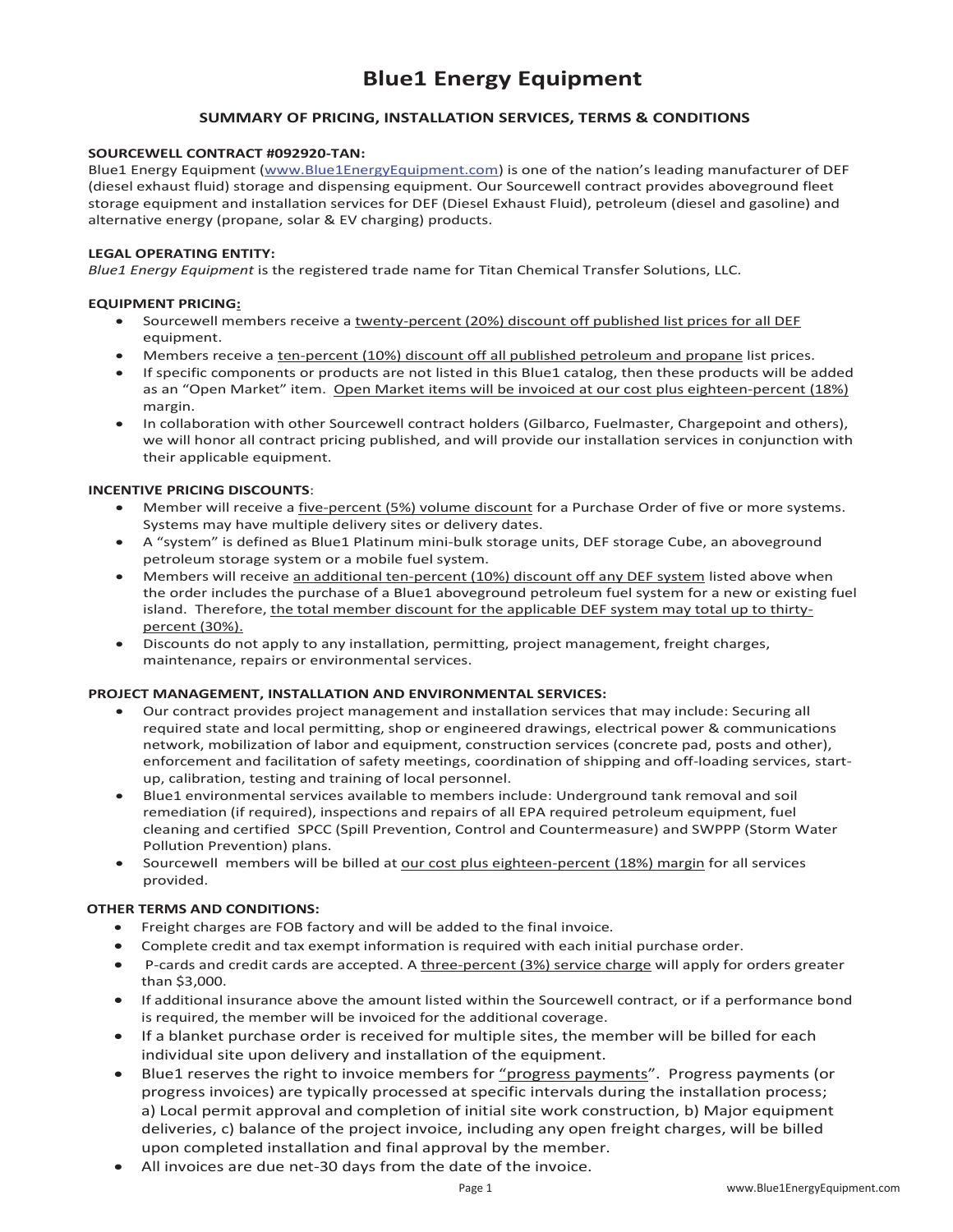# Blue1 Energy Equipment

## SUMMARY OF PRICING, INSTALLATION SERVICES, TERMS & CONDITIONS

**SOURCEWELL CONTRACT #092920-TAN:**
Blue1 Energy Equipment (www.Blue1EnergyEquipment.com) is one of the nation's leading manufacturer of DEF (diesel exhaust fluid) storage and dispensing equipment. Our Sourcewell contract provides aboveground fleet storage equipment and installation services for DEF (Diesel Exhaust Fluid), petroleum (diesel and gasoline) and alternative energy (propane, solar & EV charging) products.

**LEGAL OPERATING ENTITY:**
*Blue1 Energy Equipment* is the registered trade name for Titan Chemical Transfer Solutions, LLC.

**EQUIPMENT PRICING:**

- Sourcewell members receive a twenty-percent (20%) discount off published list prices for all DEF equipment.
- Members receive a ten-percent (10%) discount off all published petroleum and propane list prices.
- If specific components or products are not listed in this Blue1 catalog, then these products will be added as an "Open Market" item. Open Market items will be invoiced at our cost plus eighteen-percent (18%) margin.
- In collaboration with other Sourcewell contract holders (Gilbarco, Fuelmaster, Chargepoint and others), we will honor all contract pricing published, and will provide our installation services in conjunction with their applicable equipment.

**INCENTIVE PRICING DISCOUNTS**:

- Member will receive a five-percent (5%) volume discount for a Purchase Order of five or more systems. Systems may have multiple delivery sites or delivery dates.
- A "system" is defined as Blue1 Platinum mini-bulk storage units, DEF storage Cube, an aboveground petroleum storage system or a mobile fuel system.
- Members will receive an additional ten-percent (10%) discount off any DEF system listed above when the order includes the purchase of a Blue1 aboveground petroleum fuel system for a new or existing fuel island. Therefore, the total member discount for the applicable DEF system may total up to thirty-percent (30%).
- Discounts do not apply to any installation, permitting, project management, freight charges, maintenance, repairs or environmental services.

**PROJECT MANAGEMENT, INSTALLATION AND ENVIRONMENTAL SERVICES:**

- Our contract provides project management and installation services that may include: Securing all required state and local permitting, shop or engineered drawings, electrical power & communications network, mobilization of labor and equipment, construction services (concrete pad, posts and other), enforcement and facilitation of safety meetings, coordination of shipping and off-loading services, start-up, calibration, testing and training of local personnel.
- Blue1 environmental services available to members include: Underground tank removal and soil remediation (if required), inspections and repairs of all EPA required petroleum equipment, fuel cleaning and certified SPCC (Spill Prevention, Control and Countermeasure) and SWPPP (Storm Water Pollution Prevention) plans.
- Sourcewell members will be billed at our cost plus eighteen-percent (18%) margin for all services provided.

**OTHER TERMS AND CONDITIONS:**

- Freight charges are FOB factory and will be added to the final invoice.
- Complete credit and tax exempt information is required with each initial purchase order.
- P-cards and credit cards are accepted. A three-percent (3%) service charge will apply for orders greater than $3,000.
- If additional insurance above the amount listed within the Sourcewell contract, or if a performance bond is required, the member will be invoiced for the additional coverage.
- If a blanket purchase order is received for multiple sites, the member will be billed for each individual site upon delivery and installation of the equipment.
- Blue1 reserves the right to invoice members for "progress payments". Progress payments (or progress invoices) are typically processed at specific intervals during the installation process; a) Local permit approval and completion of initial site work construction, b) Major equipment deliveries, c) balance of the project invoice, including any open freight charges, will be billed upon completed installation and final approval by the member.
- All invoices are due net-30 days from the date of the invoice.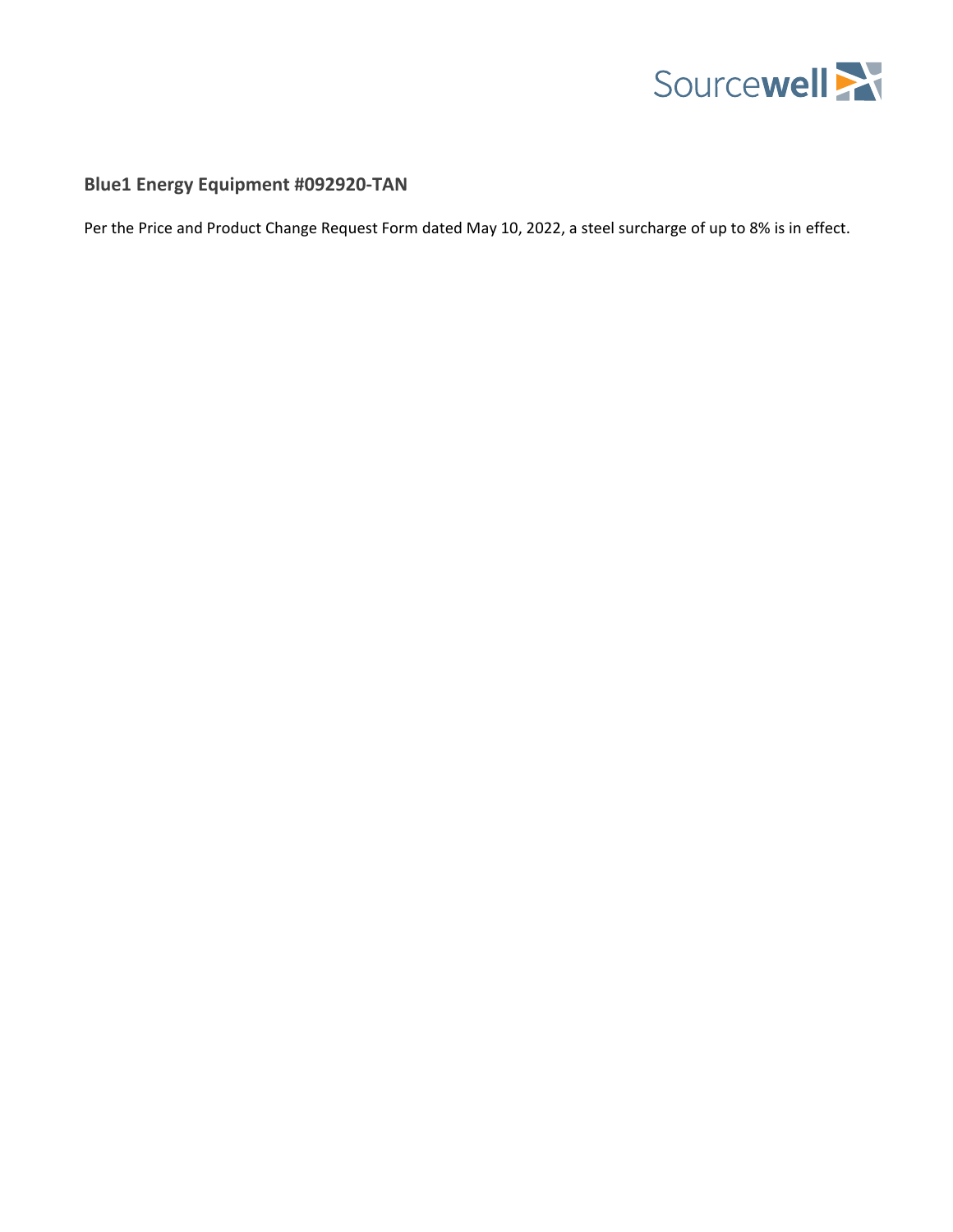## Blue1 Energy Equipment #092920-TAN

Per the Price and Product Change Request Form dated May 10, 2022, a steel surcharge of up to 8% is in effect.